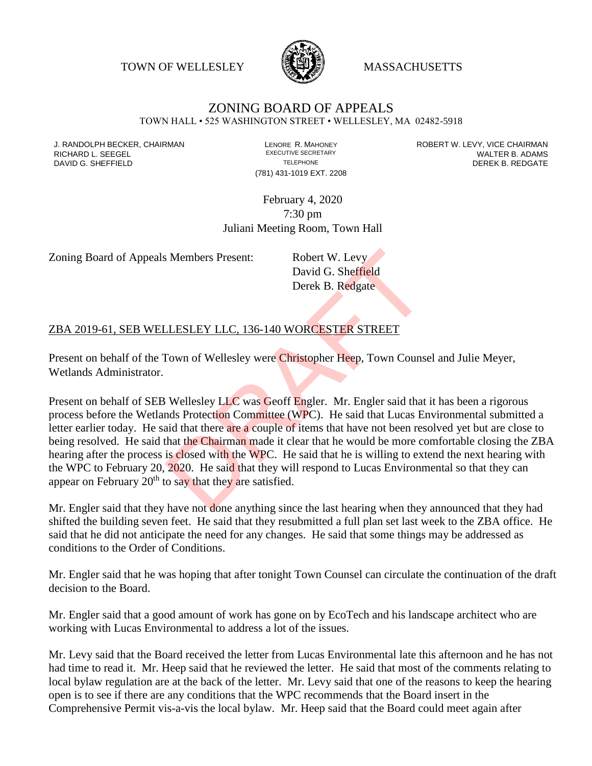TOWN OF WELLESLEY MASSACHUSETTS

# ZONING BOARD OF APPEALS

TOWN HALL • 525 WASHINGTON STREET • WELLESLEY, MA 02482-5918

J. RANDOLPH BECKER, CHAIRMAN
RICHARD L. SEEGEL
DAVID G. SHEFFIELD

LENORE R. MAHONEY
EXECUTIVE SECRETARY
TELEPHONE
(781) 431-1019 EXT. 2208

ROBERT W. LEVY, VICE CHAIRMAN
WALTER B. ADAMS
DEREK B. REDGATE

February 4, 2020
7:30 pm
Juliani Meeting Room, Town Hall

Zoning Board of Appeals Members Present: Robert W. Levy
David G. Sheffield
Derek B. Redgate

ZBA 2019-61, SEB WELLESLEY LLC, 136-140 WORCESTER STREET

Present on behalf of the Town of Wellesley were Christopher Heep, Town Counsel and Julie Meyer, Wetlands Administrator.

Present on behalf of SEB Wellesley LLC was Geoff Engler. Mr. Engler said that it has been a rigorous process before the Wetlands Protection Committee (WPC). He said that Lucas Environmental submitted a letter earlier today. He said that there are a couple of items that have not been resolved yet but are close to being resolved. He said that the Chairman made it clear that he would be more comfortable closing the ZBA hearing after the process is closed with the WPC. He said that he is willing to extend the next hearing with the WPC to February 20, 2020. He said that they will respond to Lucas Environmental so that they can appear on February 20th to say that they are satisfied.

Mr. Engler said that they have not done anything since the last hearing when they announced that they had shifted the building seven feet. He said that they resubmitted a full plan set last week to the ZBA office. He said that he did not anticipate the need for any changes. He said that some things may be addressed as conditions to the Order of Conditions.

Mr. Engler said that he was hoping that after tonight Town Counsel can circulate the continuation of the draft decision to the Board.

Mr. Engler said that a good amount of work has gone on by EcoTech and his landscape architect who are working with Lucas Environmental to address a lot of the issues.

Mr. Levy said that the Board received the letter from Lucas Environmental late this afternoon and he has not had time to read it. Mr. Heep said that he reviewed the letter. He said that most of the comments relating to local bylaw regulation are at the back of the letter. Mr. Levy said that one of the reasons to keep the hearing open is to see if there are any conditions that the WPC recommends that the Board insert in the Comprehensive Permit vis-a-vis the local bylaw. Mr. Heep said that the Board could meet again after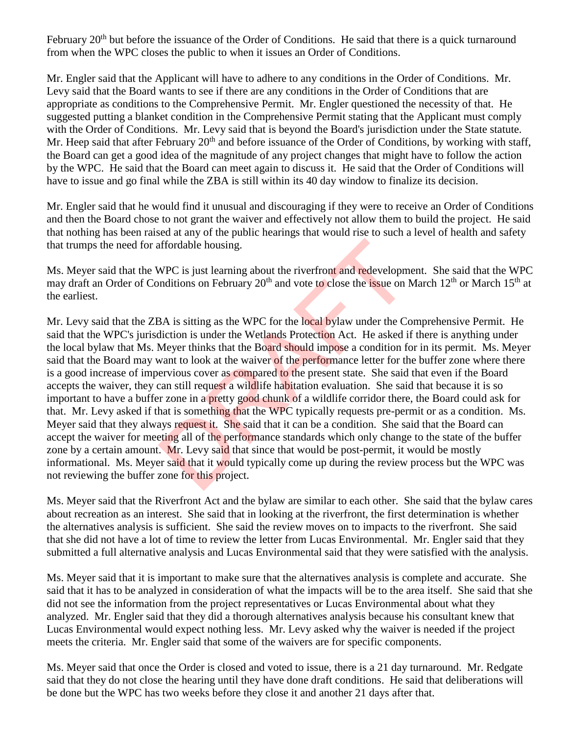February 20th but before the issuance of the Order of Conditions. He said that there is a quick turnaround from when the WPC closes the public to when it issues an Order of Conditions.

Mr. Engler said that the Applicant will have to adhere to any conditions in the Order of Conditions. Mr. Levy said that the Board wants to see if there are any conditions in the Order of Conditions that are appropriate as conditions to the Comprehensive Permit. Mr. Engler questioned the necessity of that. He suggested putting a blanket condition in the Comprehensive Permit stating that the Applicant must comply with the Order of Conditions. Mr. Levy said that is beyond the Board's jurisdiction under the State statute. Mr. Heep said that after February 20th and before issuance of the Order of Conditions, by working with staff, the Board can get a good idea of the magnitude of any project changes that might have to follow the action by the WPC. He said that the Board can meet again to discuss it. He said that the Order of Conditions will have to issue and go final while the ZBA is still within its 40 day window to finalize its decision.

Mr. Engler said that he would find it unusual and discouraging if they were to receive an Order of Conditions and then the Board chose to not grant the waiver and effectively not allow them to build the project. He said that nothing has been raised at any of the public hearings that would rise to such a level of health and safety that trumps the need for affordable housing.

Ms. Meyer said that the WPC is just learning about the riverfront and redevelopment. She said that the WPC may draft an Order of Conditions on February 20th and vote to close the issue on March 12th or March 15th at the earliest.

Mr. Levy said that the ZBA is sitting as the WPC for the local bylaw under the Comprehensive Permit. He said that the WPC's jurisdiction is under the Wetlands Protection Act. He asked if there is anything under the local bylaw that Ms. Meyer thinks that the Board should impose a condition for in its permit. Ms. Meyer said that the Board may want to look at the waiver of the performance letter for the buffer zone where there is a good increase of impervious cover as compared to the present state. She said that even if the Board accepts the waiver, they can still request a wildlife habitation evaluation. She said that because it is so important to have a buffer zone in a pretty good chunk of a wildlife corridor there, the Board could ask for that. Mr. Levy asked if that is something that the WPC typically requests pre-permit or as a condition. Ms. Meyer said that they always request it. She said that it can be a condition. She said that the Board can accept the waiver for meeting all of the performance standards which only change to the state of the buffer zone by a certain amount. Mr. Levy said that since that would be post-permit, it would be mostly informational. Ms. Meyer said that it would typically come up during the review process but the WPC was not reviewing the buffer zone for this project.

Ms. Meyer said that the Riverfront Act and the bylaw are similar to each other. She said that the bylaw cares about recreation as an interest. She said that in looking at the riverfront, the first determination is whether the alternatives analysis is sufficient. She said the review moves on to impacts to the riverfront. She said that she did not have a lot of time to review the letter from Lucas Environmental. Mr. Engler said that they submitted a full alternative analysis and Lucas Environmental said that they were satisfied with the analysis.

Ms. Meyer said that it is important to make sure that the alternatives analysis is complete and accurate. She said that it has to be analyzed in consideration of what the impacts will be to the area itself. She said that she did not see the information from the project representatives or Lucas Environmental about what they analyzed. Mr. Engler said that they did a thorough alternatives analysis because his consultant knew that Lucas Environmental would expect nothing less. Mr. Levy asked why the waiver is needed if the project meets the criteria. Mr. Engler said that some of the waivers are for specific components.

Ms. Meyer said that once the Order is closed and voted to issue, there is a 21 day turnaround. Mr. Redgate said that they do not close the hearing until they have done draft conditions. He said that deliberations will be done but the WPC has two weeks before they close it and another 21 days after that.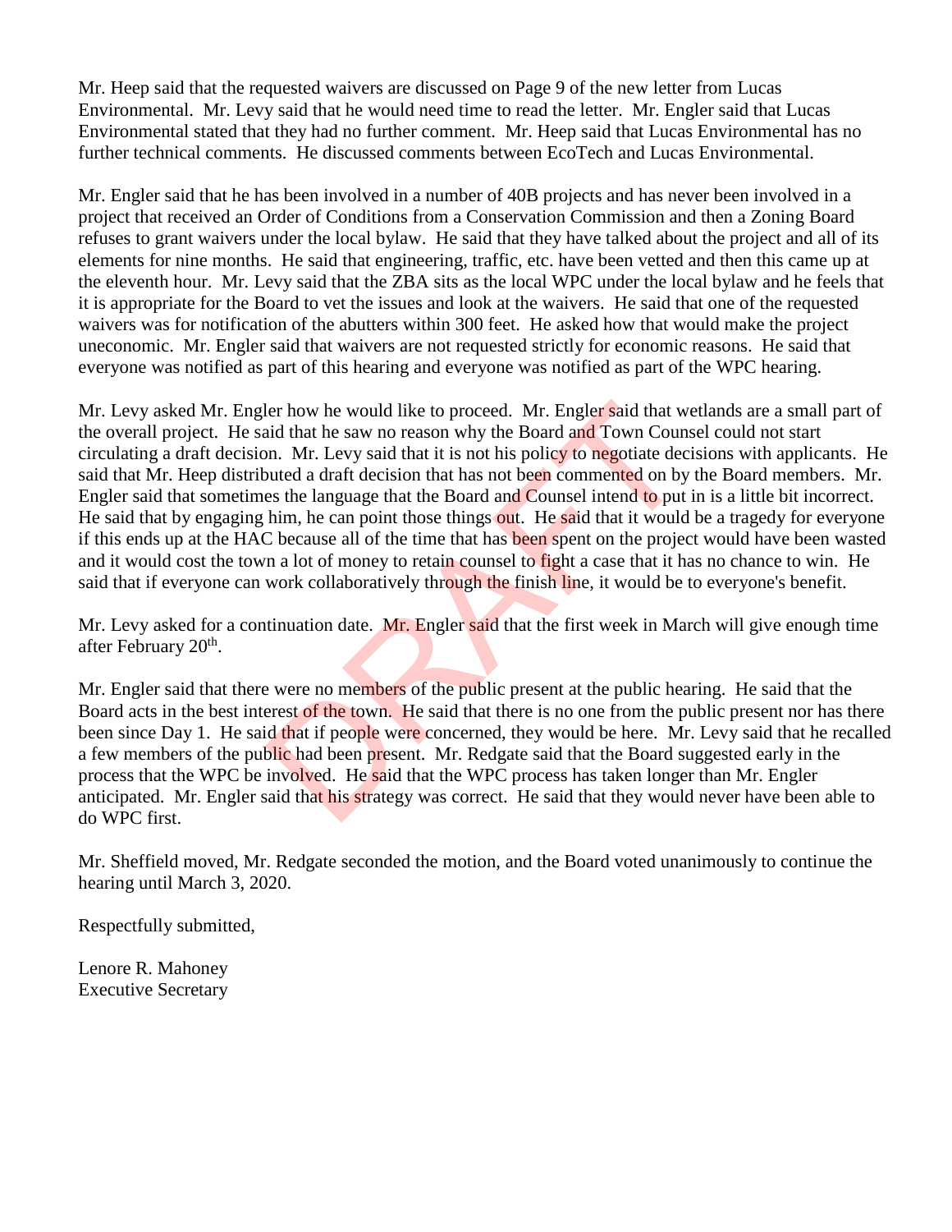Mr. Heep said that the requested waivers are discussed on Page 9 of the new letter from Lucas Environmental. Mr. Levy said that he would need time to read the letter. Mr. Engler said that Lucas Environmental stated that they had no further comment. Mr. Heep said that Lucas Environmental has no further technical comments. He discussed comments between EcoTech and Lucas Environmental.

Mr. Engler said that he has been involved in a number of 40B projects and has never been involved in a project that received an Order of Conditions from a Conservation Commission and then a Zoning Board refuses to grant waivers under the local bylaw. He said that they have talked about the project and all of its elements for nine months. He said that engineering, traffic, etc. have been vetted and then this came up at the eleventh hour. Mr. Levy said that the ZBA sits as the local WPC under the local bylaw and he feels that it is appropriate for the Board to vet the issues and look at the waivers. He said that one of the requested waivers was for notification of the abutters within 300 feet. He asked how that would make the project uneconomic. Mr. Engler said that waivers are not requested strictly for economic reasons. He said that everyone was notified as part of this hearing and everyone was notified as part of the WPC hearing.

Mr. Levy asked Mr. Engler how he would like to proceed. Mr. Engler said that wetlands are a small part of the overall project. He said that he saw no reason why the Board and Town Counsel could not start circulating a draft decision. Mr. Levy said that it is not his policy to negotiate decisions with applicants. He said that Mr. Heep distributed a draft decision that has not been commented on by the Board members. Mr. Engler said that sometimes the language that the Board and Counsel intend to put in is a little bit incorrect. He said that by engaging him, he can point those things out. He said that it would be a tragedy for everyone if this ends up at the HAC because all of the time that has been spent on the project would have been wasted and it would cost the town a lot of money to retain counsel to fight a case that it has no chance to win. He said that if everyone can work collaboratively through the finish line, it would be to everyone's benefit.

Mr. Levy asked for a continuation date. Mr. Engler said that the first week in March will give enough time after February 20th.

Mr. Engler said that there were no members of the public present at the public hearing. He said that the Board acts in the best interest of the town. He said that there is no one from the public present nor has there been since Day 1. He said that if people were concerned, they would be here. Mr. Levy said that he recalled a few members of the public had been present. Mr. Redgate said that the Board suggested early in the process that the WPC be involved. He said that the WPC process has taken longer than Mr. Engler anticipated. Mr. Engler said that his strategy was correct. He said that they would never have been able to do WPC first.

Mr. Sheffield moved, Mr. Redgate seconded the motion, and the Board voted unanimously to continue the hearing until March 3, 2020.

Respectfully submitted,

Lenore R. Mahoney
Executive Secretary